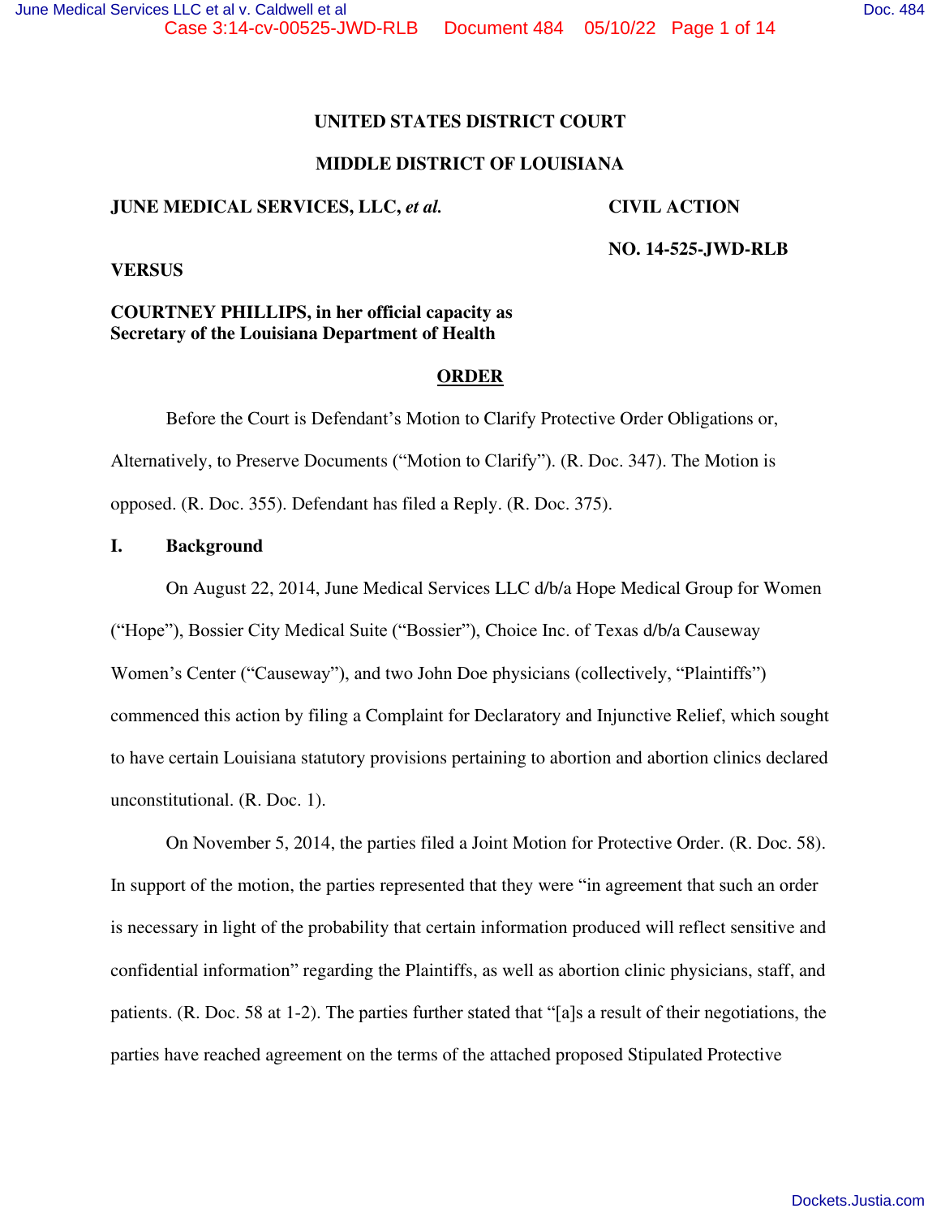**UNITED STATES DISTRICT COURT**

**MIDDLE DISTRICT OF LOUISIANA**

**JUNE MEDICAL SERVICES, LLC, *et al.***

**CIVIL ACTION**

**NO. 14-525-JWD-RLB**

**VERSUS**

**COURTNEY PHILLIPS, in her official capacity as Secretary of the Louisiana Department of Health**

**ORDER**

Before the Court is Defendant's Motion to Clarify Protective Order Obligations or, Alternatively, to Preserve Documents ("Motion to Clarify"). (R. Doc. 347). The Motion is opposed. (R. Doc. 355). Defendant has filed a Reply. (R. Doc. 375).

## I. Background

On August 22, 2014, June Medical Services LLC d/b/a Hope Medical Group for Women ("Hope"), Bossier City Medical Suite ("Bossier"), Choice Inc. of Texas d/b/a Causeway Women's Center ("Causeway"), and two John Doe physicians (collectively, "Plaintiffs") commenced this action by filing a Complaint for Declaratory and Injunctive Relief, which sought to have certain Louisiana statutory provisions pertaining to abortion and abortion clinics declared unconstitutional. (R. Doc. 1).

On November 5, 2014, the parties filed a Joint Motion for Protective Order. (R. Doc. 58). In support of the motion, the parties represented that they were "in agreement that such an order is necessary in light of the probability that certain information produced will reflect sensitive and confidential information" regarding the Plaintiffs, as well as abortion clinic physicians, staff, and patients. (R. Doc. 58 at 1-2). The parties further stated that "[a]s a result of their negotiations, the parties have reached agreement on the terms of the attached proposed Stipulated Protective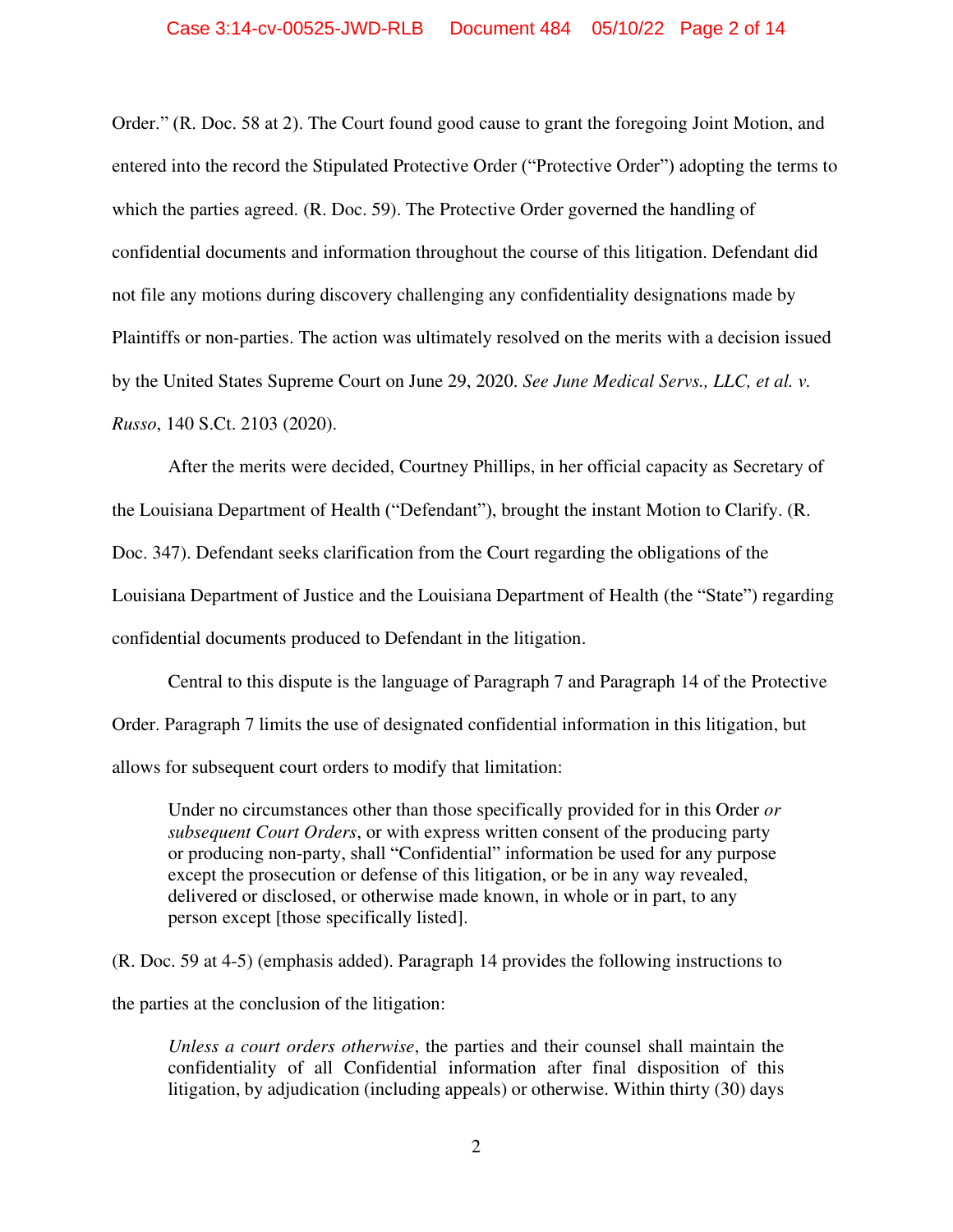Order." (R. Doc. 58 at 2). The Court found good cause to grant the foregoing Joint Motion, and entered into the record the Stipulated Protective Order ("Protective Order") adopting the terms to which the parties agreed. (R. Doc. 59). The Protective Order governed the handling of confidential documents and information throughout the course of this litigation. Defendant did not file any motions during discovery challenging any confidentiality designations made by Plaintiffs or non-parties. The action was ultimately resolved on the merits with a decision issued by the United States Supreme Court on June 29, 2020. *See June Medical Servs., LLC, et al. v. Russo*, 140 S.Ct. 2103 (2020).

After the merits were decided, Courtney Phillips, in her official capacity as Secretary of the Louisiana Department of Health ("Defendant"), brought the instant Motion to Clarify. (R. Doc. 347). Defendant seeks clarification from the Court regarding the obligations of the Louisiana Department of Justice and the Louisiana Department of Health (the "State") regarding confidential documents produced to Defendant in the litigation.

Central to this dispute is the language of Paragraph 7 and Paragraph 14 of the Protective Order. Paragraph 7 limits the use of designated confidential information in this litigation, but allows for subsequent court orders to modify that limitation:

> Under no circumstances other than those specifically provided for in this Order *or subsequent Court Orders*, or with express written consent of the producing party or producing non-party, shall "Confidential" information be used for any purpose except the prosecution or defense of this litigation, or be in any way revealed, delivered or disclosed, or otherwise made known, in whole or in part, to any person except [those specifically listed].

(R. Doc. 59 at 4-5) (emphasis added). Paragraph 14 provides the following instructions to the parties at the conclusion of the litigation:

> *Unless a court orders otherwise*, the parties and their counsel shall maintain the confidentiality of all Confidential information after final disposition of this litigation, by adjudication (including appeals) or otherwise. Within thirty (30) days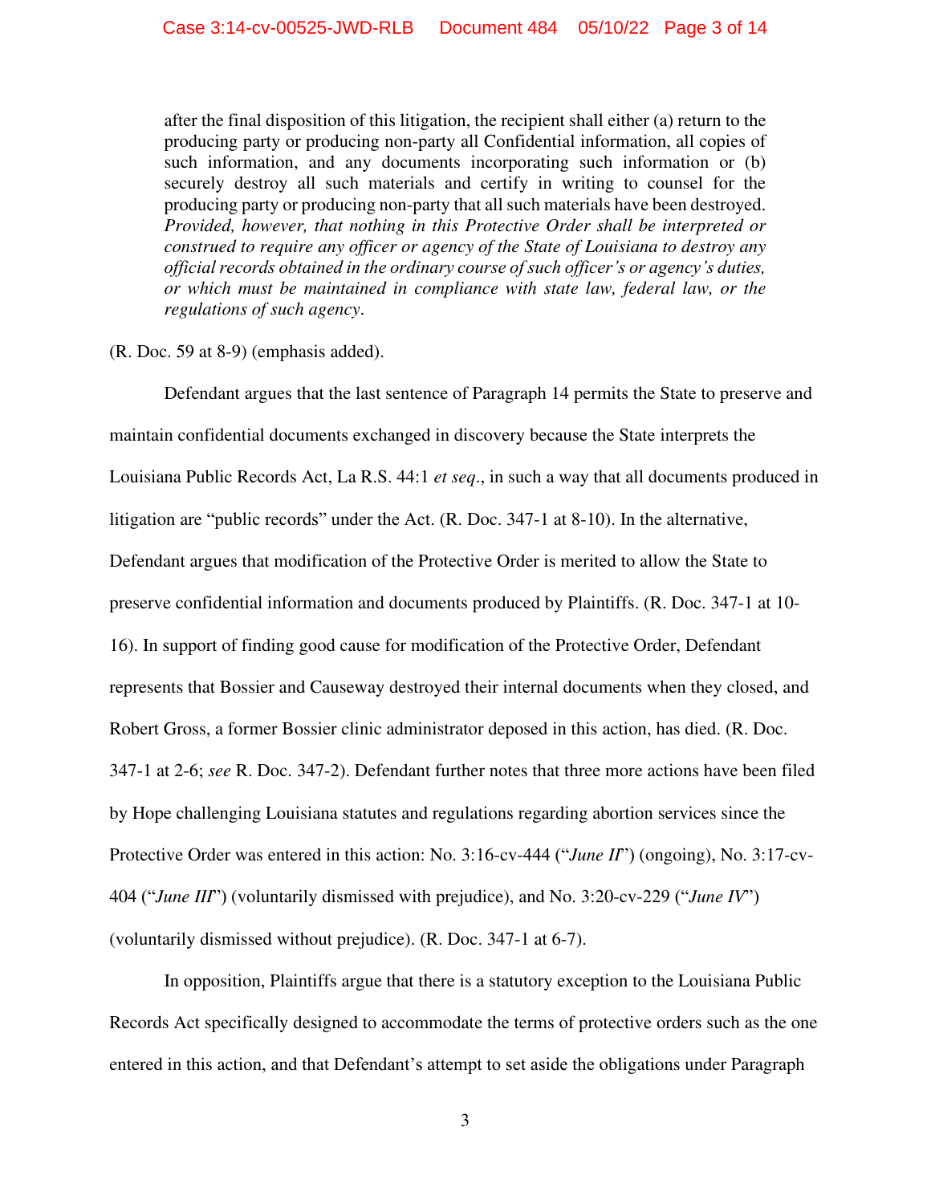> after the final disposition of this litigation, the recipient shall either (a) return to the producing party or producing non-party all Confidential information, all copies of such information, and any documents incorporating such information or (b) securely destroy all such materials and certify in writing to counsel for the producing party or producing non-party that all such materials have been destroyed. *Provided, however, that nothing in this Protective Order shall be interpreted or construed to require any officer or agency of the State of Louisiana to destroy any official records obtained in the ordinary course of such officer's or agency's duties, or which must be maintained in compliance with state law, federal law, or the regulations of such agency*.

(R. Doc. 59 at 8-9) (emphasis added).

Defendant argues that the last sentence of Paragraph 14 permits the State to preserve and maintain confidential documents exchanged in discovery because the State interprets the Louisiana Public Records Act, La R.S. 44:1 *et seq*., in such a way that all documents produced in litigation are "public records" under the Act. (R. Doc. 347-1 at 8-10). In the alternative, Defendant argues that modification of the Protective Order is merited to allow the State to preserve confidential information and documents produced by Plaintiffs. (R. Doc. 347-1 at 10-16). In support of finding good cause for modification of the Protective Order, Defendant represents that Bossier and Causeway destroyed their internal documents when they closed, and Robert Gross, a former Bossier clinic administrator deposed in this action, has died. (R. Doc. 347-1 at 2-6; *see* R. Doc. 347-2). Defendant further notes that three more actions have been filed by Hope challenging Louisiana statutes and regulations regarding abortion services since the Protective Order was entered in this action: No. 3:16-cv-444 ("*June II*") (ongoing), No. 3:17-cv-404 ("*June III*") (voluntarily dismissed with prejudice), and No. 3:20-cv-229 ("*June IV*") (voluntarily dismissed without prejudice). (R. Doc. 347-1 at 6-7).

In opposition, Plaintiffs argue that there is a statutory exception to the Louisiana Public Records Act specifically designed to accommodate the terms of protective orders such as the one entered in this action, and that Defendant's attempt to set aside the obligations under Paragraph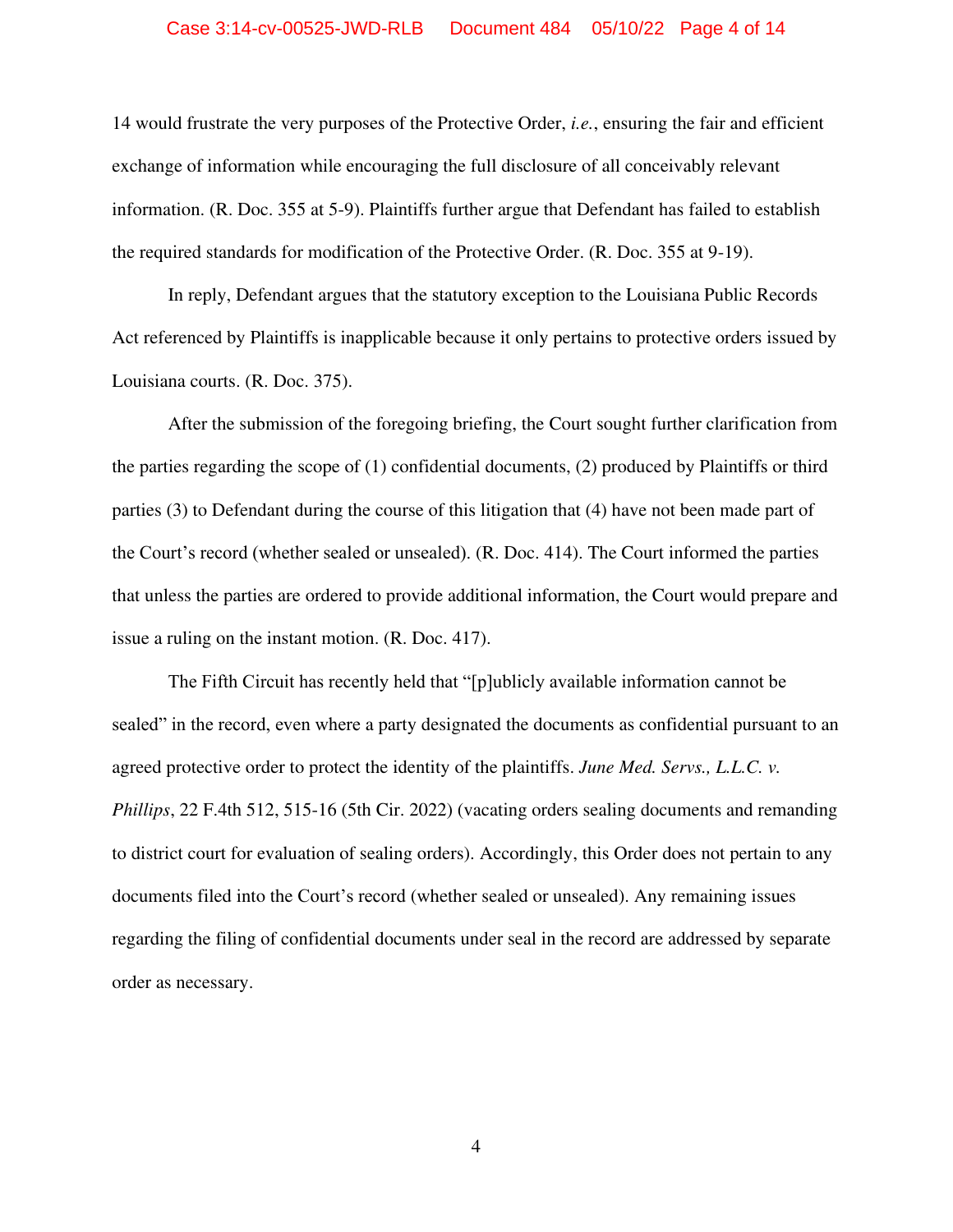14 would frustrate the very purposes of the Protective Order, *i.e.*, ensuring the fair and efficient exchange of information while encouraging the full disclosure of all conceivably relevant information. (R. Doc. 355 at 5-9). Plaintiffs further argue that Defendant has failed to establish the required standards for modification of the Protective Order. (R. Doc. 355 at 9-19).

In reply, Defendant argues that the statutory exception to the Louisiana Public Records Act referenced by Plaintiffs is inapplicable because it only pertains to protective orders issued by Louisiana courts. (R. Doc. 375).

After the submission of the foregoing briefing, the Court sought further clarification from the parties regarding the scope of (1) confidential documents, (2) produced by Plaintiffs or third parties (3) to Defendant during the course of this litigation that (4) have not been made part of the Court's record (whether sealed or unsealed). (R. Doc. 414). The Court informed the parties that unless the parties are ordered to provide additional information, the Court would prepare and issue a ruling on the instant motion. (R. Doc. 417).

The Fifth Circuit has recently held that "[p]ublicly available information cannot be sealed" in the record, even where a party designated the documents as confidential pursuant to an agreed protective order to protect the identity of the plaintiffs. *June Med. Servs., L.L.C. v. Phillips*, 22 F.4th 512, 515-16 (5th Cir. 2022) (vacating orders sealing documents and remanding to district court for evaluation of sealing orders). Accordingly, this Order does not pertain to any documents filed into the Court's record (whether sealed or unsealed). Any remaining issues regarding the filing of confidential documents under seal in the record are addressed by separate order as necessary.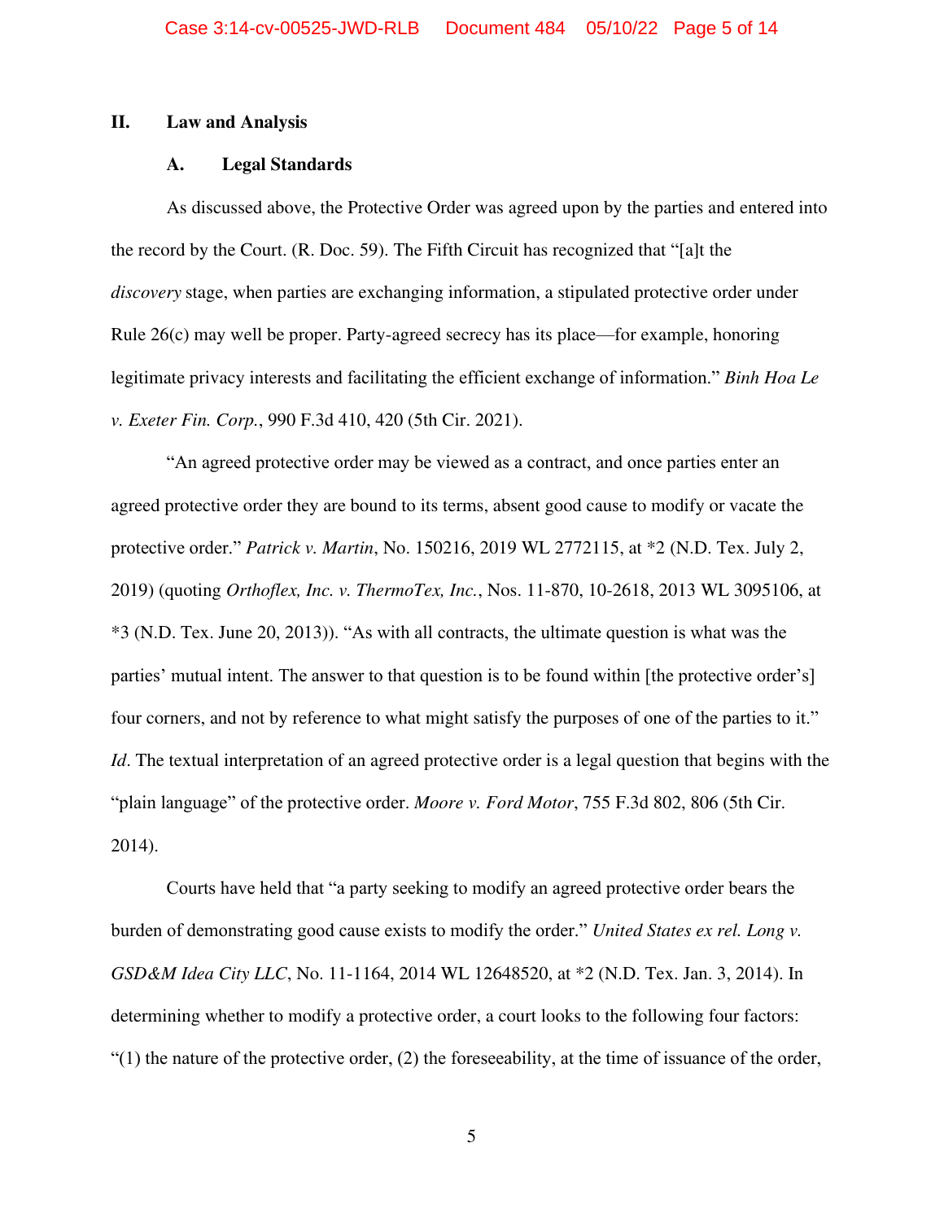## II. Law and Analysis

### A. Legal Standards

As discussed above, the Protective Order was agreed upon by the parties and entered into the record by the Court. (R. Doc. 59). The Fifth Circuit has recognized that "[a]t the *discovery* stage, when parties are exchanging information, a stipulated protective order under Rule 26(c) may well be proper. Party-agreed secrecy has its place—for example, honoring legitimate privacy interests and facilitating the efficient exchange of information." *Binh Hoa Le v. Exeter Fin. Corp.*, 990 F.3d 410, 420 (5th Cir. 2021).

"An agreed protective order may be viewed as a contract, and once parties enter an agreed protective order they are bound to its terms, absent good cause to modify or vacate the protective order." *Patrick v. Martin*, No. 150216, 2019 WL 2772115, at *2 (N.D. Tex. July 2, 2019) (quoting *Orthoflex, Inc. v. ThermoTex, Inc.*, Nos. 11-870, 10-2618, 2013 WL 3095106, at *3 (N.D. Tex. June 20, 2013)). "As with all contracts, the ultimate question is what was the parties' mutual intent. The answer to that question is to be found within [the protective order's] four corners, and not by reference to what might satisfy the purposes of one of the parties to it." *Id*. The textual interpretation of an agreed protective order is a legal question that begins with the "plain language" of the protective order. *Moore v. Ford Motor*, 755 F.3d 802, 806 (5th Cir. 2014).

Courts have held that "a party seeking to modify an agreed protective order bears the burden of demonstrating good cause exists to modify the order." *United States ex rel. Long v. GSD&M Idea City LLC*, No. 11-1164, 2014 WL 12648520, at *2 (N.D. Tex. Jan. 3, 2014). In determining whether to modify a protective order, a court looks to the following four factors: "(1) the nature of the protective order, (2) the foreseeability, at the time of issuance of the order,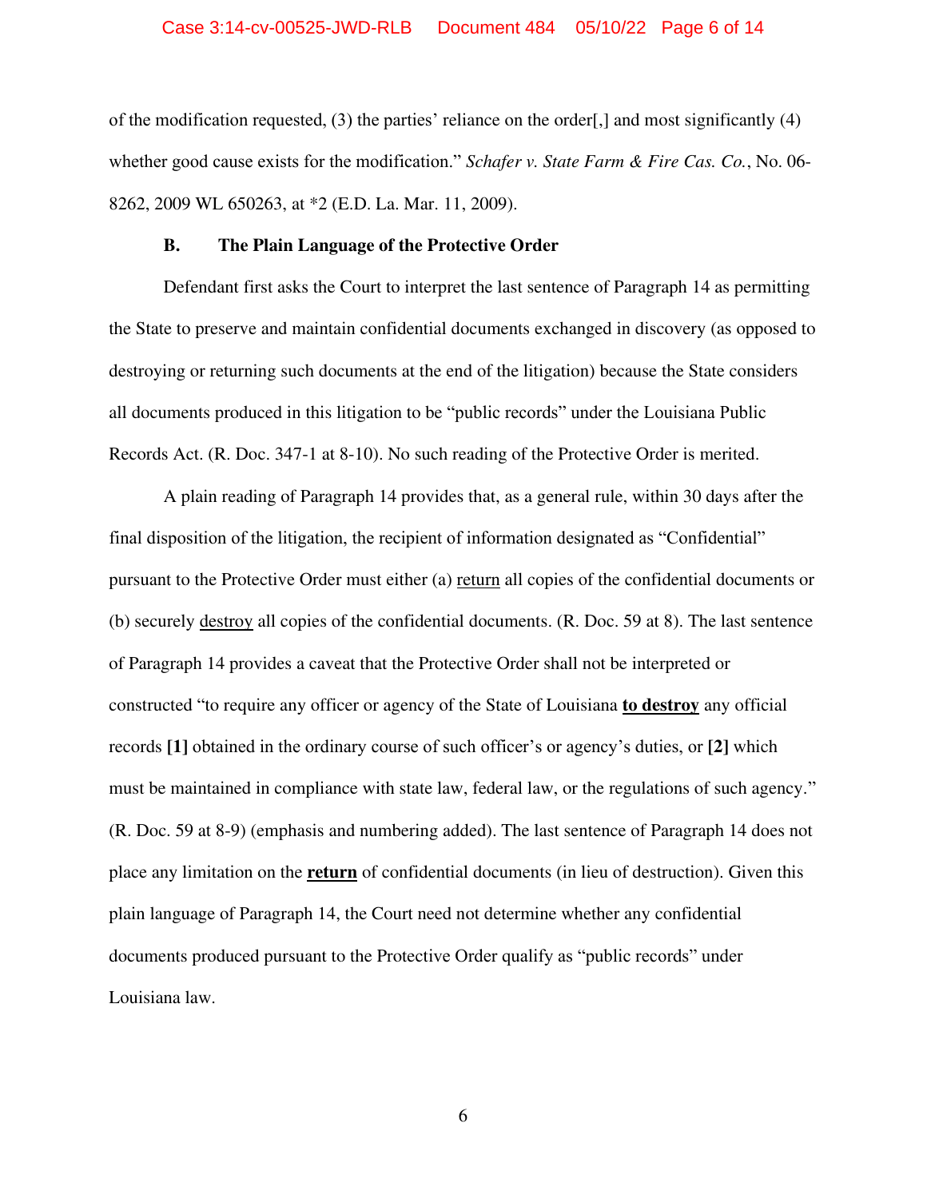of the modification requested, (3) the parties' reliance on the order[,] and most significantly (4) whether good cause exists for the modification." *Schafer v. State Farm & Fire Cas. Co.*, No. 06-8262, 2009 WL 650263, at *2 (E.D. La. Mar. 11, 2009).

### B. The Plain Language of the Protective Order

Defendant first asks the Court to interpret the last sentence of Paragraph 14 as permitting the State to preserve and maintain confidential documents exchanged in discovery (as opposed to destroying or returning such documents at the end of the litigation) because the State considers all documents produced in this litigation to be "public records" under the Louisiana Public Records Act. (R. Doc. 347-1 at 8-10). No such reading of the Protective Order is merited.

A plain reading of Paragraph 14 provides that, as a general rule, within 30 days after the final disposition of the litigation, the recipient of information designated as "Confidential" pursuant to the Protective Order must either (a) <u>return</u> all copies of the confidential documents or (b) securely <u>destroy</u> all copies of the confidential documents. (R. Doc. 59 at 8). The last sentence of Paragraph 14 provides a caveat that the Protective Order shall not be interpreted or constructed "to require any officer or agency of the State of Louisiana <u>**to destroy**</u> any official records **[1]** obtained in the ordinary course of such officer's or agency's duties, or **[2]** which must be maintained in compliance with state law, federal law, or the regulations of such agency." (R. Doc. 59 at 8-9) (emphasis and numbering added). The last sentence of Paragraph 14 does not place any limitation on the <u>**return**</u> of confidential documents (in lieu of destruction). Given this plain language of Paragraph 14, the Court need not determine whether any confidential documents produced pursuant to the Protective Order qualify as "public records" under Louisiana law.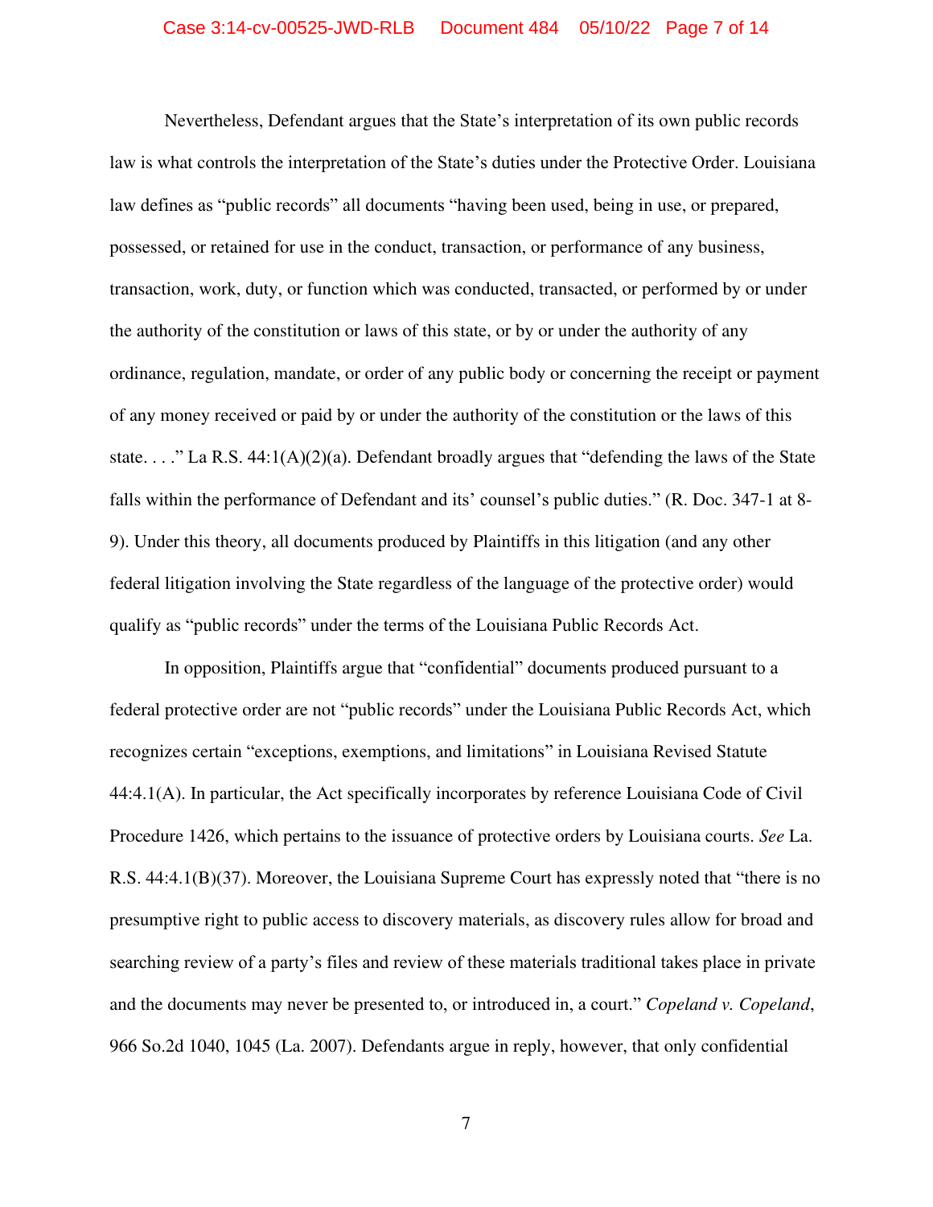Nevertheless, Defendant argues that the State's interpretation of its own public records law is what controls the interpretation of the State's duties under the Protective Order. Louisiana law defines as "public records" all documents "having been used, being in use, or prepared, possessed, or retained for use in the conduct, transaction, or performance of any business, transaction, work, duty, or function which was conducted, transacted, or performed by or under the authority of the constitution or laws of this state, or by or under the authority of any ordinance, regulation, mandate, or order of any public body or concerning the receipt or payment of any money received or paid by or under the authority of the constitution or the laws of this state. . . ." La R.S. 44:1(A)(2)(a). Defendant broadly argues that "defending the laws of the State falls within the performance of Defendant and its' counsel's public duties." (R. Doc. 347-1 at 8-9). Under this theory, all documents produced by Plaintiffs in this litigation (and any other federal litigation involving the State regardless of the language of the protective order) would qualify as "public records" under the terms of the Louisiana Public Records Act.

In opposition, Plaintiffs argue that "confidential" documents produced pursuant to a federal protective order are not "public records" under the Louisiana Public Records Act, which recognizes certain "exceptions, exemptions, and limitations" in Louisiana Revised Statute 44:4.1(A). In particular, the Act specifically incorporates by reference Louisiana Code of Civil Procedure 1426, which pertains to the issuance of protective orders by Louisiana courts. *See* La. R.S. 44:4.1(B)(37). Moreover, the Louisiana Supreme Court has expressly noted that "there is no presumptive right to public access to discovery materials, as discovery rules allow for broad and searching review of a party's files and review of these materials traditional takes place in private and the documents may never be presented to, or introduced in, a court." *Copeland v. Copeland*, 966 So.2d 1040, 1045 (La. 2007). Defendants argue in reply, however, that only confidential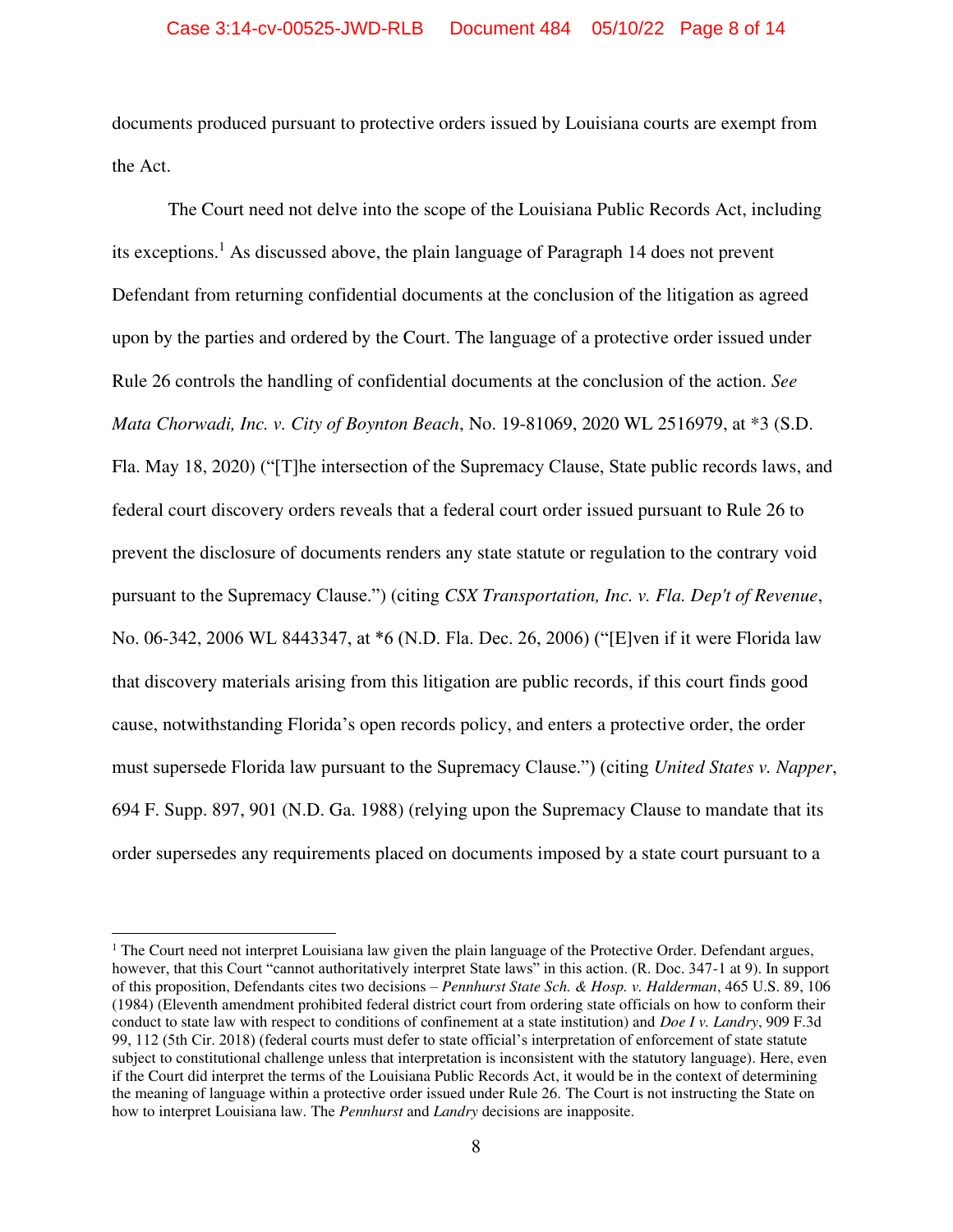documents produced pursuant to protective orders issued by Louisiana courts are exempt from the Act.

The Court need not delve into the scope of the Louisiana Public Records Act, including its exceptions.[1] As discussed above, the plain language of Paragraph 14 does not prevent Defendant from returning confidential documents at the conclusion of the litigation as agreed upon by the parties and ordered by the Court. The language of a protective order issued under Rule 26 controls the handling of confidential documents at the conclusion of the action. *See Mata Chorwadi, Inc. v. City of Boynton Beach*, No. 19-81069, 2020 WL 2516979, at *3 (S.D. Fla. May 18, 2020) ("[T]he intersection of the Supremacy Clause, State public records laws, and federal court discovery orders reveals that a federal court order issued pursuant to Rule 26 to prevent the disclosure of documents renders any state statute or regulation to the contrary void pursuant to the Supremacy Clause.") (citing *CSX Transportation, Inc. v. Fla. Dep't of Revenue*, No. 06-342, 2006 WL 8443347, at *6 (N.D. Fla. Dec. 26, 2006) ("[E]ven if it were Florida law that discovery materials arising from this litigation are public records, if this court finds good cause, notwithstanding Florida's open records policy, and enters a protective order, the order must supersede Florida law pursuant to the Supremacy Clause.") (citing *United States v. Napper*, 694 F. Supp. 897, 901 (N.D. Ga. 1988) (relying upon the Supremacy Clause to mandate that its order supersedes any requirements placed on documents imposed by a state court pursuant to a

---

[1] The Court need not interpret Louisiana law given the plain language of the Protective Order. Defendant argues, however, that this Court "cannot authoritatively interpret State laws" in this action. (R. Doc. 347-1 at 9). In support of this proposition, Defendants cites two decisions – *Pennhurst State Sch. & Hosp. v. Halderman*, 465 U.S. 89, 106 (1984) (Eleventh amendment prohibited federal district court from ordering state officials on how to conform their conduct to state law with respect to conditions of confinement at a state institution) and *Doe I v. Landry*, 909 F.3d 99, 112 (5th Cir. 2018) (federal courts must defer to state official's interpretation of enforcement of state statute subject to constitutional challenge unless that interpretation is inconsistent with the statutory language). Here, even if the Court did interpret the terms of the Louisiana Public Records Act, it would be in the context of determining the meaning of language within a protective order issued under Rule 26. The Court is not instructing the State on how to interpret Louisiana law. The *Pennhurst* and *Landry* decisions are inapposite.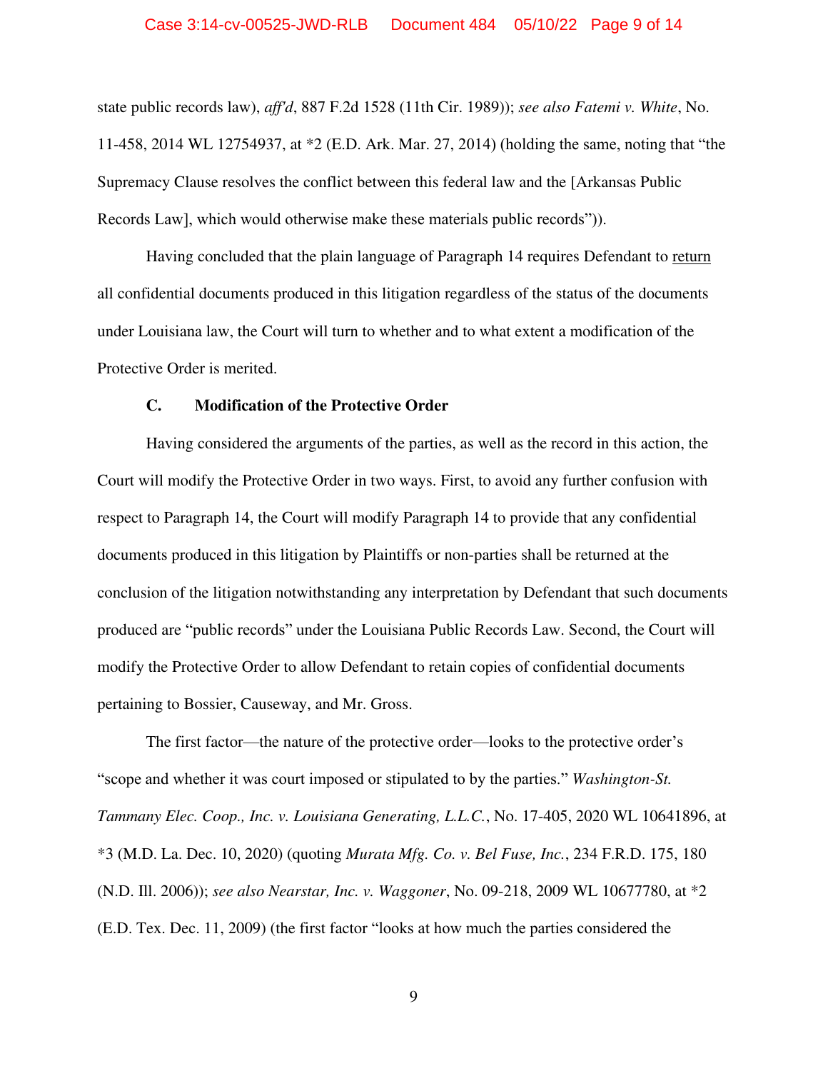state public records law), *aff'd*, 887 F.2d 1528 (11th Cir. 1989)); *see also Fatemi v. White*, No. 11-458, 2014 WL 12754937, at *2 (E.D. Ark. Mar. 27, 2014) (holding the same, noting that "the Supremacy Clause resolves the conflict between this federal law and the [Arkansas Public Records Law], which would otherwise make these materials public records")).

Having concluded that the plain language of Paragraph 14 requires Defendant to <u>return</u> all confidential documents produced in this litigation regardless of the status of the documents under Louisiana law, the Court will turn to whether and to what extent a modification of the Protective Order is merited.

### C. Modification of the Protective Order

Having considered the arguments of the parties, as well as the record in this action, the Court will modify the Protective Order in two ways. First, to avoid any further confusion with respect to Paragraph 14, the Court will modify Paragraph 14 to provide that any confidential documents produced in this litigation by Plaintiffs or non-parties shall be returned at the conclusion of the litigation notwithstanding any interpretation by Defendant that such documents produced are "public records" under the Louisiana Public Records Law. Second, the Court will modify the Protective Order to allow Defendant to retain copies of confidential documents pertaining to Bossier, Causeway, and Mr. Gross.

The first factor—the nature of the protective order—looks to the protective order's "scope and whether it was court imposed or stipulated to by the parties." *Washington-St. Tammany Elec. Coop., Inc. v. Louisiana Generating, L.L.C.*, No. 17-405, 2020 WL 10641896, at *3 (M.D. La. Dec. 10, 2020) (quoting *Murata Mfg. Co. v. Bel Fuse, Inc.*, 234 F.R.D. 175, 180 (N.D. Ill. 2006)); *see also Nearstar, Inc. v. Waggoner*, No. 09-218, 2009 WL 10677780, at *2 (E.D. Tex. Dec. 11, 2009) (the first factor "looks at how much the parties considered the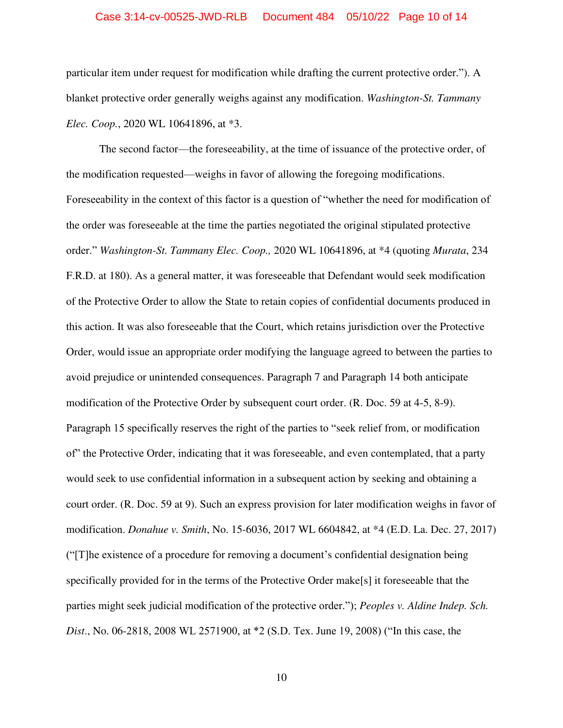particular item under request for modification while drafting the current protective order."). A blanket protective order generally weighs against any modification. *Washington-St. Tammany Elec. Coop.*, 2020 WL 10641896, at *3.

The second factor—the foreseeability, at the time of issuance of the protective order, of the modification requested—weighs in favor of allowing the foregoing modifications. Foreseeability in the context of this factor is a question of "whether the need for modification of the order was foreseeable at the time the parties negotiated the original stipulated protective order." *Washington-St. Tammany Elec. Coop.,* 2020 WL 10641896, at *4 (quoting *Murata*, 234 F.R.D. at 180). As a general matter, it was foreseeable that Defendant would seek modification of the Protective Order to allow the State to retain copies of confidential documents produced in this action. It was also foreseeable that the Court, which retains jurisdiction over the Protective Order, would issue an appropriate order modifying the language agreed to between the parties to avoid prejudice or unintended consequences. Paragraph 7 and Paragraph 14 both anticipate modification of the Protective Order by subsequent court order. (R. Doc. 59 at 4-5, 8-9). Paragraph 15 specifically reserves the right of the parties to "seek relief from, or modification of" the Protective Order, indicating that it was foreseeable, and even contemplated, that a party would seek to use confidential information in a subsequent action by seeking and obtaining a court order. (R. Doc. 59 at 9). Such an express provision for later modification weighs in favor of modification. *Donahue v. Smith*, No. 15-6036, 2017 WL 6604842, at *4 (E.D. La. Dec. 27, 2017) ("[T]he existence of a procedure for removing a document's confidential designation being specifically provided for in the terms of the Protective Order make[s] it foreseeable that the parties might seek judicial modification of the protective order."); *Peoples v. Aldine Indep. Sch. Dist.*, No. 06-2818, 2008 WL 2571900, at *2 (S.D. Tex. June 19, 2008) ("In this case, the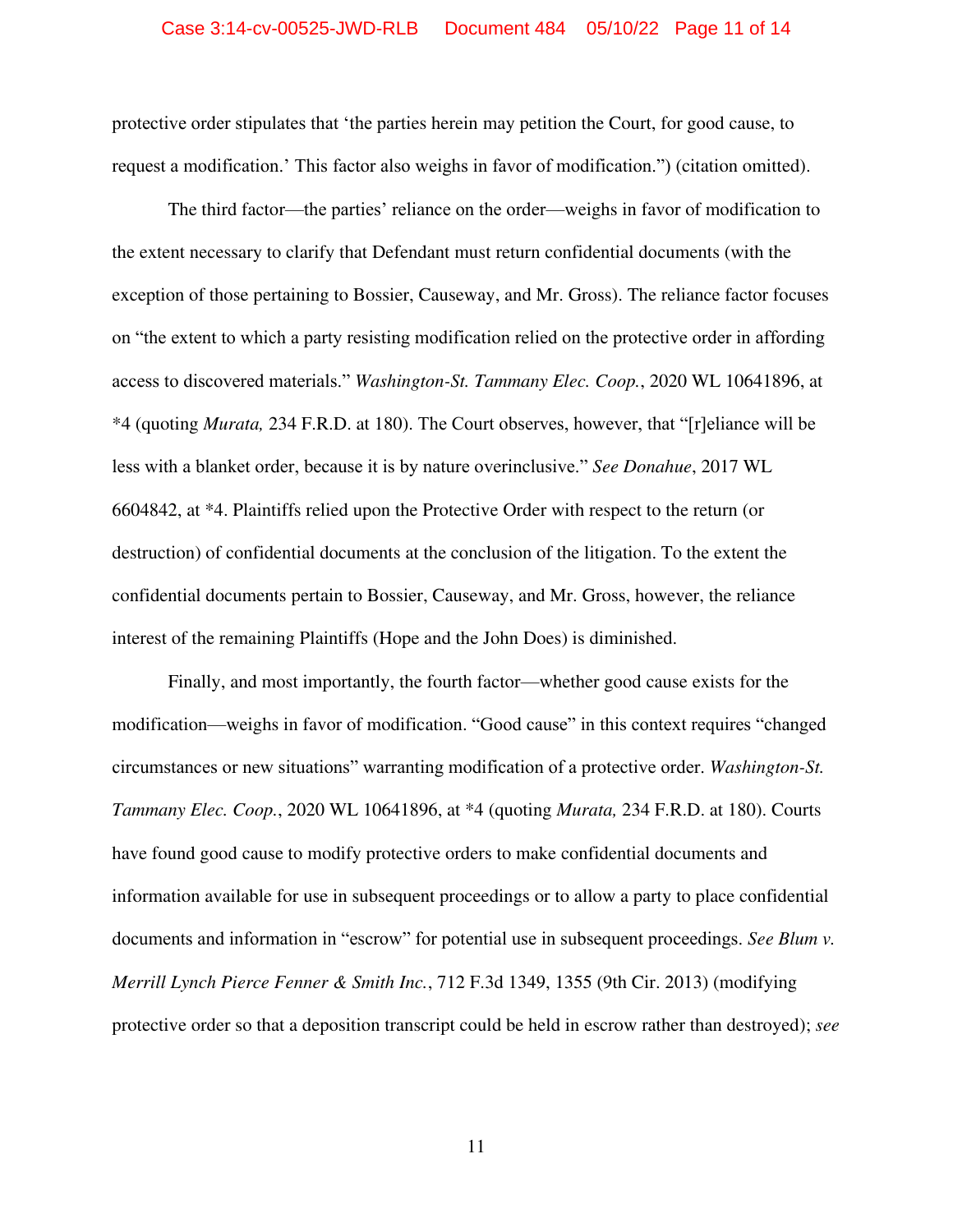protective order stipulates that 'the parties herein may petition the Court, for good cause, to request a modification.' This factor also weighs in favor of modification.") (citation omitted).

The third factor—the parties' reliance on the order—weighs in favor of modification to the extent necessary to clarify that Defendant must return confidential documents (with the exception of those pertaining to Bossier, Causeway, and Mr. Gross). The reliance factor focuses on "the extent to which a party resisting modification relied on the protective order in affording access to discovered materials." *Washington-St. Tammany Elec. Coop.*, 2020 WL 10641896, at *4 (quoting *Murata,* 234 F.R.D. at 180). The Court observes, however, that "[r]eliance will be less with a blanket order, because it is by nature overinclusive." *See Donahue*, 2017 WL 6604842, at *4. Plaintiffs relied upon the Protective Order with respect to the return (or destruction) of confidential documents at the conclusion of the litigation. To the extent the confidential documents pertain to Bossier, Causeway, and Mr. Gross, however, the reliance interest of the remaining Plaintiffs (Hope and the John Does) is diminished.

Finally, and most importantly, the fourth factor—whether good cause exists for the modification—weighs in favor of modification. "Good cause" in this context requires "changed circumstances or new situations" warranting modification of a protective order. *Washington-St. Tammany Elec. Coop.*, 2020 WL 10641896, at *4 (quoting *Murata,* 234 F.R.D. at 180). Courts have found good cause to modify protective orders to make confidential documents and information available for use in subsequent proceedings or to allow a party to place confidential documents and information in "escrow" for potential use in subsequent proceedings. *See Blum v. Merrill Lynch Pierce Fenner & Smith Inc.*, 712 F.3d 1349, 1355 (9th Cir. 2013) (modifying protective order so that a deposition transcript could be held in escrow rather than destroyed); *see*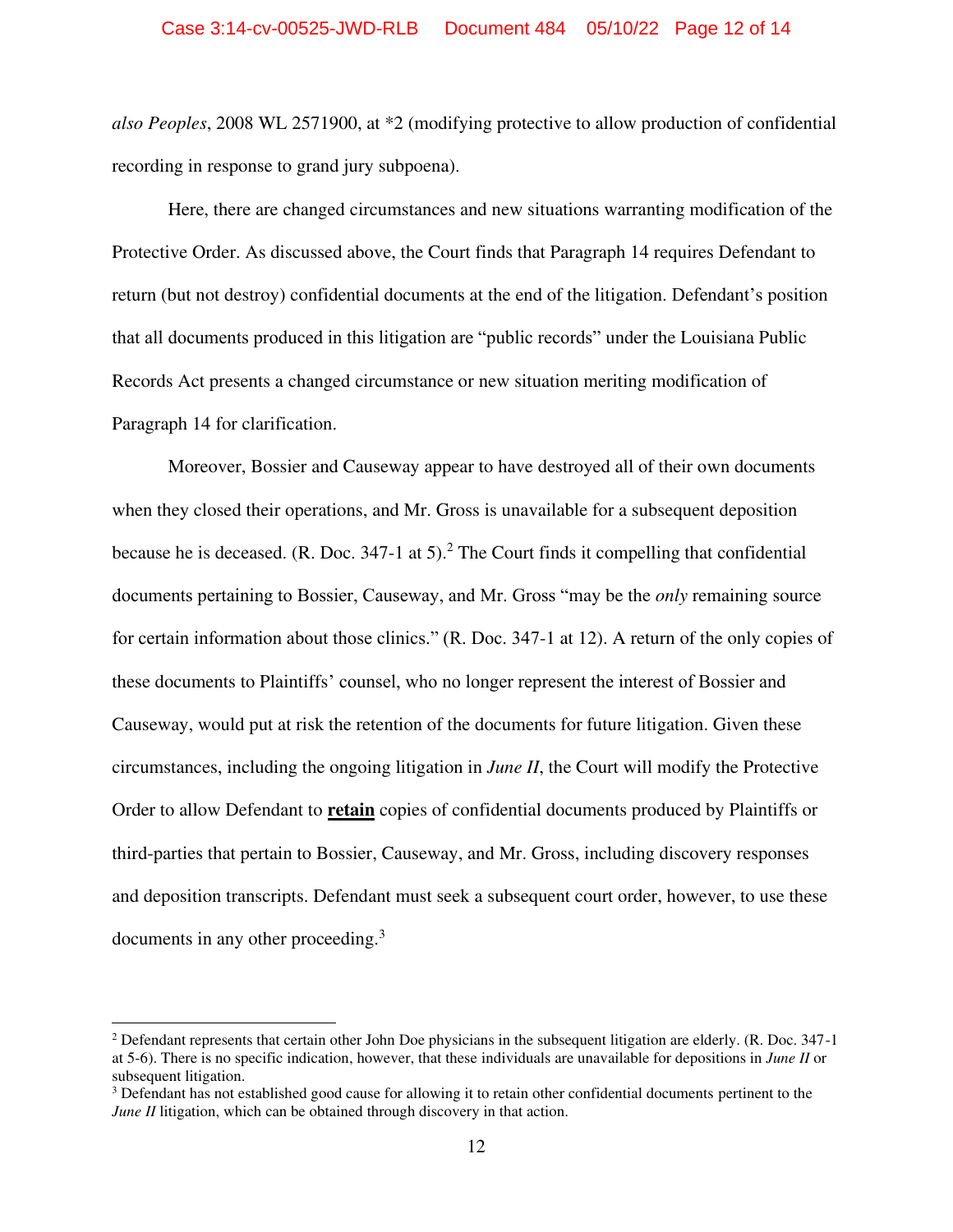*also Peoples*, 2008 WL 2571900, at *2 (modifying protective to allow production of confidential recording in response to grand jury subpoena).

Here, there are changed circumstances and new situations warranting modification of the Protective Order. As discussed above, the Court finds that Paragraph 14 requires Defendant to return (but not destroy) confidential documents at the end of the litigation. Defendant's position that all documents produced in this litigation are "public records" under the Louisiana Public Records Act presents a changed circumstance or new situation meriting modification of Paragraph 14 for clarification.

Moreover, Bossier and Causeway appear to have destroyed all of their own documents when they closed their operations, and Mr. Gross is unavailable for a subsequent deposition because he is deceased. (R. Doc. 347-1 at 5).[2] The Court finds it compelling that confidential documents pertaining to Bossier, Causeway, and Mr. Gross "may be the *only* remaining source for certain information about those clinics." (R. Doc. 347-1 at 12). A return of the only copies of these documents to Plaintiffs' counsel, who no longer represent the interest of Bossier and Causeway, would put at risk the retention of the documents for future litigation. Given these circumstances, including the ongoing litigation in *June II*, the Court will modify the Protective Order to allow Defendant to **retain** copies of confidential documents produced by Plaintiffs or third-parties that pertain to Bossier, Causeway, and Mr. Gross, including discovery responses and deposition transcripts. Defendant must seek a subsequent court order, however, to use these documents in any other proceeding.[3]

---

[2] Defendant represents that certain other John Doe physicians in the subsequent litigation are elderly. (R. Doc. 347-1 at 5-6). There is no specific indication, however, that these individuals are unavailable for depositions in *June II* or subsequent litigation.

[3] Defendant has not established good cause for allowing it to retain other confidential documents pertinent to the *June II* litigation, which can be obtained through discovery in that action.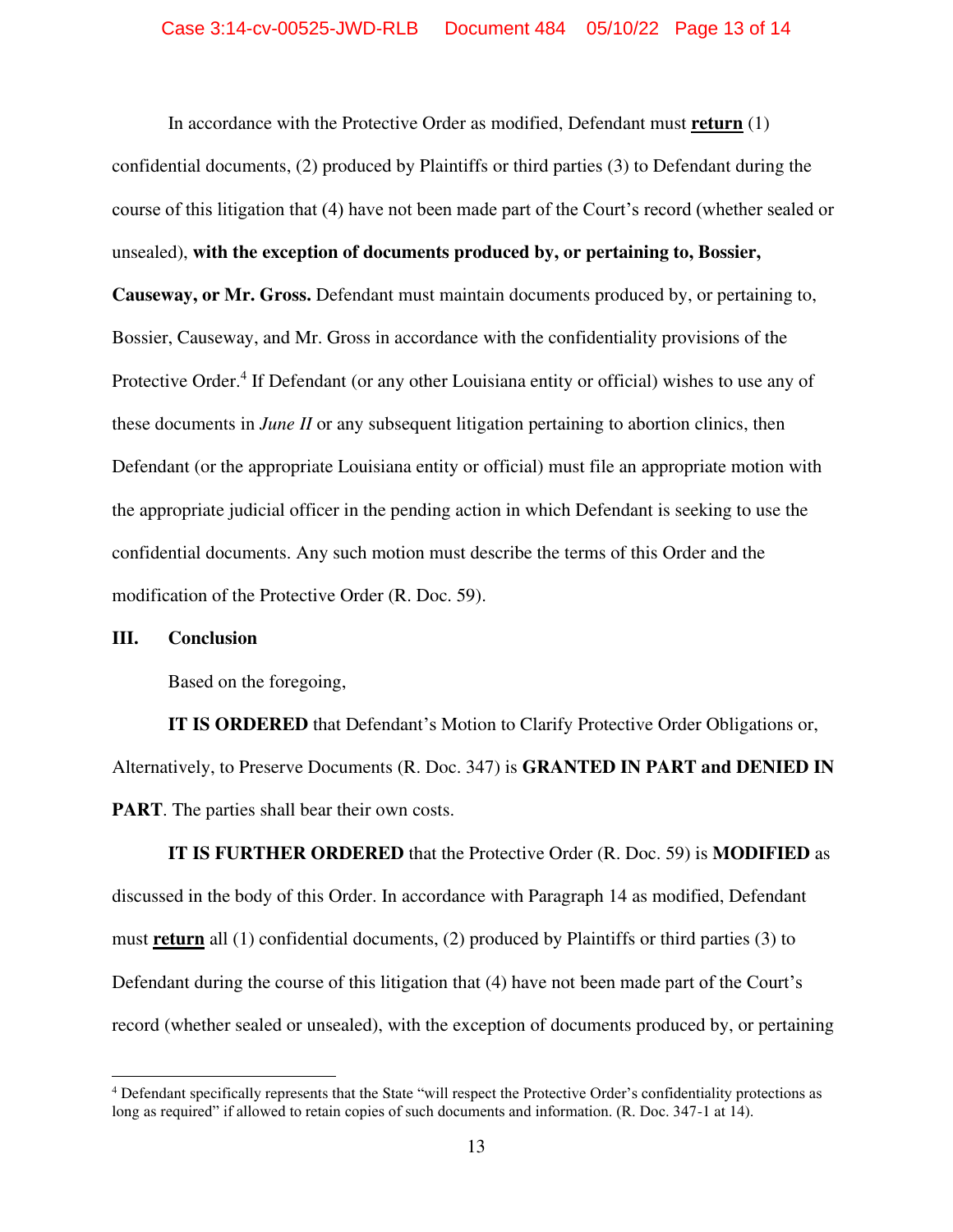In accordance with the Protective Order as modified, Defendant must **<u>return</u>** (1) confidential documents, (2) produced by Plaintiffs or third parties (3) to Defendant during the course of this litigation that (4) have not been made part of the Court's record (whether sealed or unsealed), **with the exception of documents produced by, or pertaining to, Bossier, Causeway, or Mr. Gross.** Defendant must maintain documents produced by, or pertaining to, Bossier, Causeway, and Mr. Gross in accordance with the confidentiality provisions of the Protective Order.[4] If Defendant (or any other Louisiana entity or official) wishes to use any of these documents in *June II* or any subsequent litigation pertaining to abortion clinics, then Defendant (or the appropriate Louisiana entity or official) must file an appropriate motion with the appropriate judicial officer in the pending action in which Defendant is seeking to use the confidential documents. Any such motion must describe the terms of this Order and the modification of the Protective Order (R. Doc. 59).

## III. Conclusion

Based on the foregoing,

**IT IS ORDERED** that Defendant's Motion to Clarify Protective Order Obligations or, Alternatively, to Preserve Documents (R. Doc. 347) is **GRANTED IN PART and DENIED IN PART**. The parties shall bear their own costs.

**IT IS FURTHER ORDERED** that the Protective Order (R. Doc. 59) is **MODIFIED** as discussed in the body of this Order. In accordance with Paragraph 14 as modified, Defendant must **<u>return</u>** all (1) confidential documents, (2) produced by Plaintiffs or third parties (3) to Defendant during the course of this litigation that (4) have not been made part of the Court's record (whether sealed or unsealed), with the exception of documents produced by, or pertaining

---

[4] Defendant specifically represents that the State "will respect the Protective Order's confidentiality protections as long as required" if allowed to retain copies of such documents and information. (R. Doc. 347-1 at 14).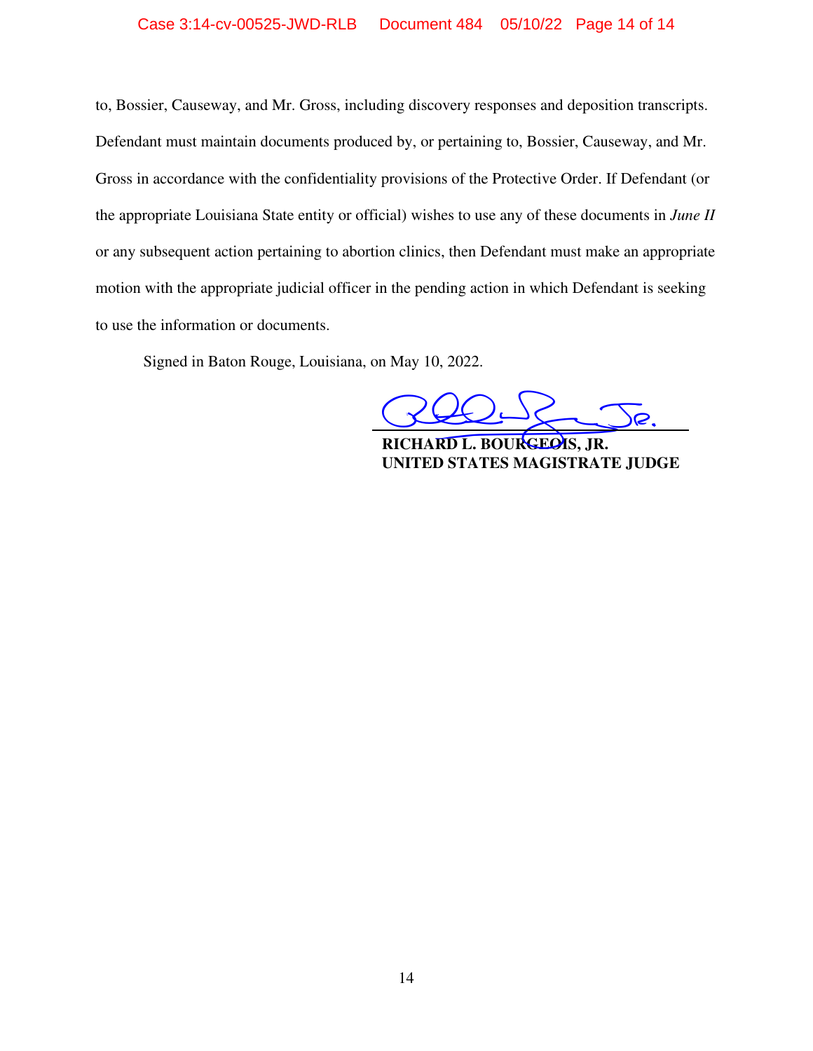to, Bossier, Causeway, and Mr. Gross, including discovery responses and deposition transcripts. Defendant must maintain documents produced by, or pertaining to, Bossier, Causeway, and Mr. Gross in accordance with the confidentiality provisions of the Protective Order. If Defendant (or the appropriate Louisiana State entity or official) wishes to use any of these documents in *June II* or any subsequent action pertaining to abortion clinics, then Defendant must make an appropriate motion with the appropriate judicial officer in the pending action in which Defendant is seeking to use the information or documents.

Signed in Baton Rouge, Louisiana, on May 10, 2022.

**RICHARD L. BOURGEOIS, JR.**
**UNITED STATES MAGISTRATE JUDGE**